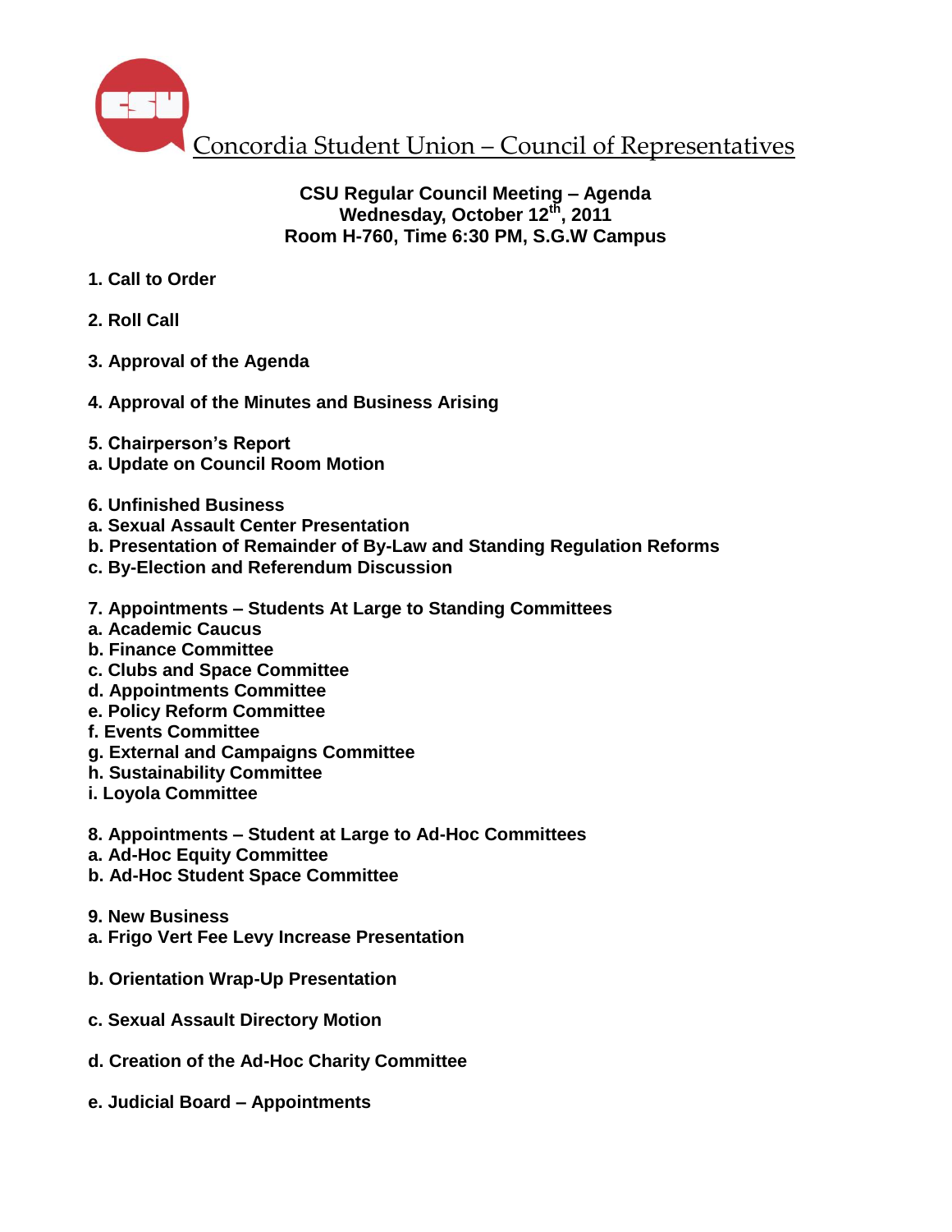Concordia Student Union – Council of Representatives

**CSU Regular Council Meeting – Agenda**
**Wednesday, October 12th, 2011**
**Room H-760, Time 6:30 PM, S.G.W Campus**

**1. Call to Order**

**2. Roll Call**

**3. Approval of the Agenda**

**4. Approval of the Minutes and Business Arising**

**5. Chairperson's Report**
**a. Update on Council Room Motion**

**6. Unfinished Business**
**a. Sexual Assault Center Presentation**
**b. Presentation of Remainder of By-Law and Standing Regulation Reforms**
**c. By-Election and Referendum Discussion**

**7. Appointments – Students At Large to Standing Committees**
**a. Academic Caucus**
**b. Finance Committee**
**c. Clubs and Space Committee**
**d. Appointments Committee**
**e. Policy Reform Committee**
**f. Events Committee**
**g. External and Campaigns Committee**
**h. Sustainability Committee**
**i. Loyola Committee**

**8. Appointments – Student at Large to Ad-Hoc Committees**
**a. Ad-Hoc Equity Committee**
**b. Ad-Hoc Student Space Committee**

**9. New Business**
**a. Frigo Vert Fee Levy Increase Presentation**

**b. Orientation Wrap-Up Presentation**

**c. Sexual Assault Directory Motion**

**d. Creation of the Ad-Hoc Charity Committee**

**e. Judicial Board – Appointments**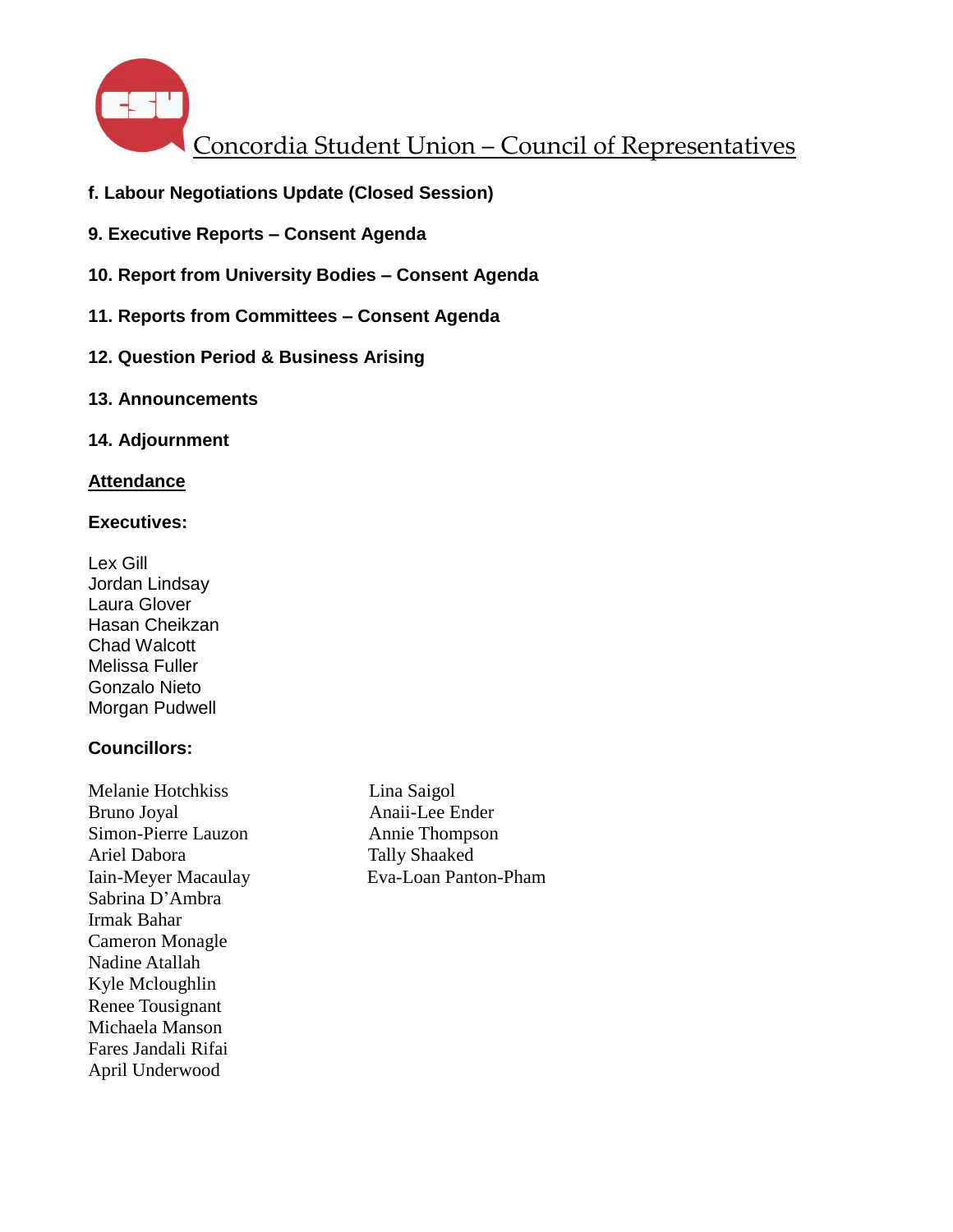**f. Labour Negotiations Update (Closed Session)**

**9. Executive Reports – Consent Agenda**

**10. Report from University Bodies – Consent Agenda**

**11. Reports from Committees – Consent Agenda**

**12. Question Period & Business Arising**

**13. Announcements**

**14. Adjournment**

**Attendance**

**Executives:**

Lex Gill
Jordan Lindsay
Laura Glover
Hasan Cheikzan
Chad Walcott
Melissa Fuller
Gonzalo Nieto
Morgan Pudwell

**Councillors:**

Melanie Hotchkiss
Bruno Joyal
Simon-Pierre Lauzon
Ariel Dabora
Iain-Meyer Macaulay
Sabrina D'Ambra
Irmak Bahar
Cameron Monagle
Nadine Atallah
Kyle Mcloughlin
Renee Tousignant
Michaela Manson
Fares Jandali Rifai
April Underwood
Lina Saigol
Anaii-Lee Ender
Annie Thompson
Tally Shaaked
Eva-Loan Panton-Pham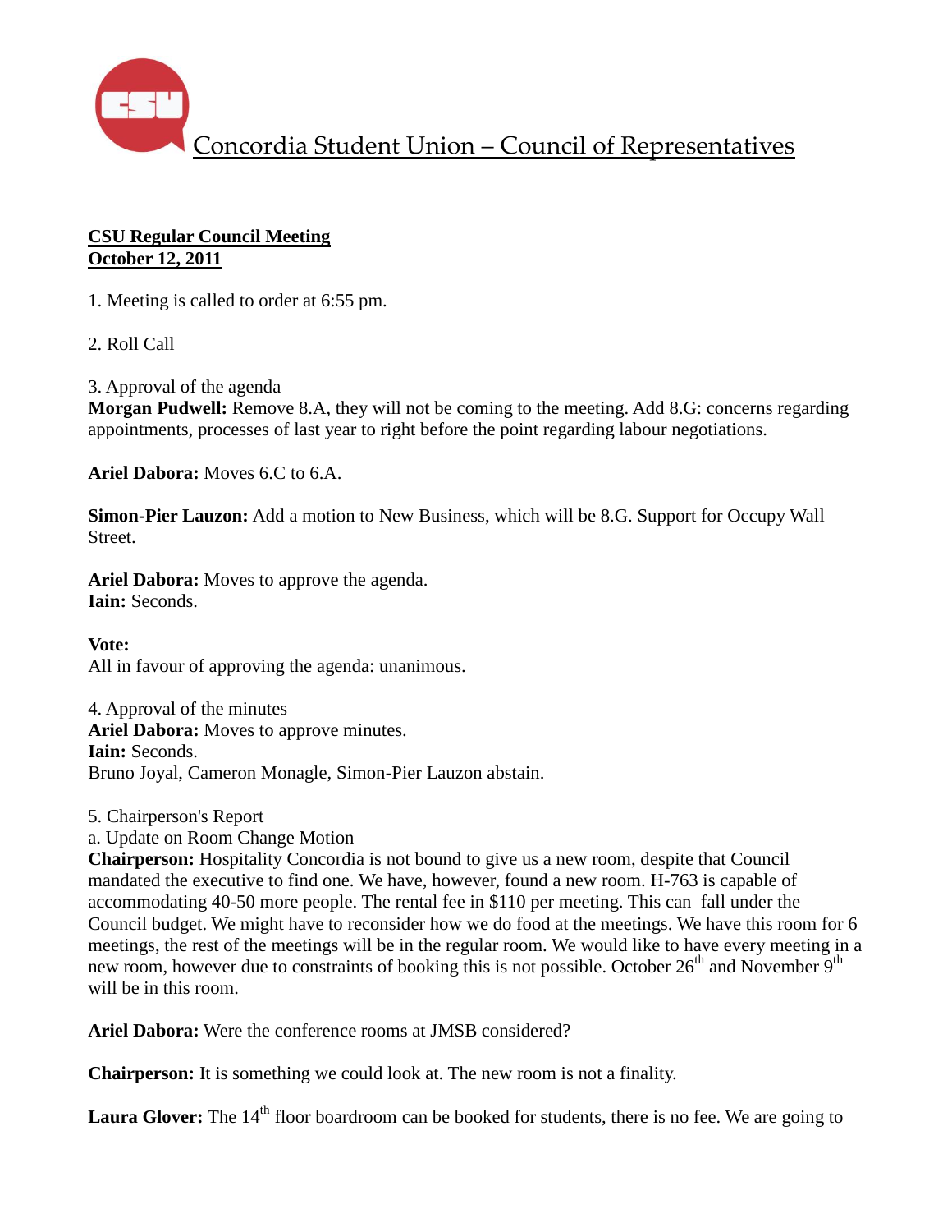Concordia Student Union – Council of Representatives

**CSU Regular Council Meeting**
**October 12, 2011**

1. Meeting is called to order at 6:55 pm.

2. Roll Call

3. Approval of the agenda
**Morgan Pudwell:** Remove 8.A, they will not be coming to the meeting. Add 8.G: concerns regarding appointments, processes of last year to right before the point regarding labour negotiations.

**Ariel Dabora:** Moves 6.C to 6.A.

**Simon-Pier Lauzon:** Add a motion to New Business, which will be 8.G. Support for Occupy Wall Street.

**Ariel Dabora:** Moves to approve the agenda.
**Iain:** Seconds.

**Vote:**
All in favour of approving the agenda: unanimous.

4. Approval of the minutes
**Ariel Dabora:** Moves to approve minutes.
**Iain:** Seconds.
Bruno Joyal, Cameron Monagle, Simon-Pier Lauzon abstain.

5. Chairperson's Report
a. Update on Room Change Motion
**Chairperson:** Hospitality Concordia is not bound to give us a new room, despite that Council mandated the executive to find one. We have, however, found a new room. H-763 is capable of accommodating 40-50 more people. The rental fee in $110 per meeting. This can fall under the Council budget. We might have to reconsider how we do food at the meetings. We have this room for 6 meetings, the rest of the meetings will be in the regular room. We would like to have every meeting in a new room, however due to constraints of booking this is not possible. October 26th and November 9th will be in this room.

**Ariel Dabora:** Were the conference rooms at JMSB considered?

**Chairperson:** It is something we could look at. The new room is not a finality.

**Laura Glover:** The 14th floor boardroom can be booked for students, there is no fee. We are going to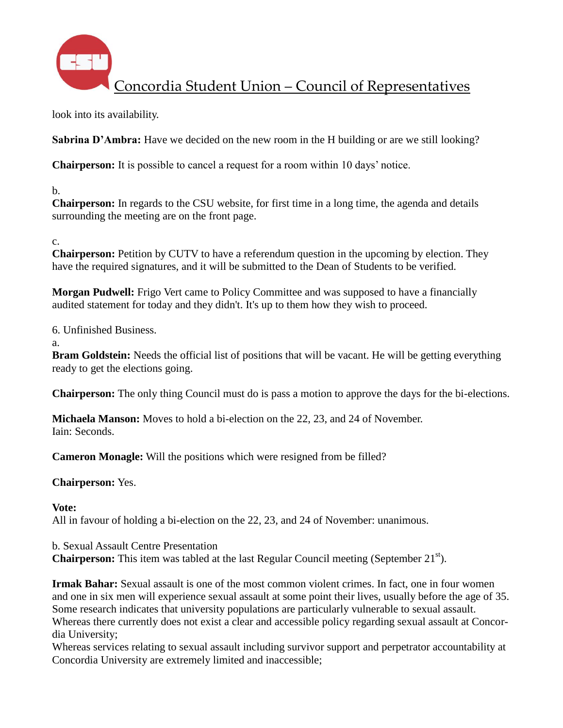look into its availability.

**Sabrina D'Ambra:** Have we decided on the new room in the H building or are we still looking?

**Chairperson:** It is possible to cancel a request for a room within 10 days' notice.

b.
**Chairperson:** In regards to the CSU website, for first time in a long time, the agenda and details surrounding the meeting are on the front page.

c.
**Chairperson:** Petition by CUTV to have a referendum question in the upcoming by election. They have the required signatures, and it will be submitted to the Dean of Students to be verified.

**Morgan Pudwell:** Frigo Vert came to Policy Committee and was supposed to have a financially audited statement for today and they didn't. It's up to them how they wish to proceed.

6. Unfinished Business.

a.
**Bram Goldstein:** Needs the official list of positions that will be vacant. He will be getting everything ready to get the elections going.

**Chairperson:** The only thing Council must do is pass a motion to approve the days for the bi-elections.

**Michaela Manson:** Moves to hold a bi-election on the 22, 23, and 24 of November.
Iain: Seconds.

**Cameron Monagle:** Will the positions which were resigned from be filled?

**Chairperson:** Yes.

**Vote:**
All in favour of holding a bi-election on the 22, 23, and 24 of November: unanimous.

b. Sexual Assault Centre Presentation
**Chairperson:** This item was tabled at the last Regular Council meeting (September 21st).

**Irmak Bahar:** Sexual assault is one of the most common violent crimes. In fact, one in four women and one in six men will experience sexual assault at some point their lives, usually before the age of 35. Some research indicates that university populations are particularly vulnerable to sexual assault.
Whereas there currently does not exist a clear and accessible policy regarding sexual assault at Concordia University;
Whereas services relating to sexual assault including survivor support and perpetrator accountability at Concordia University are extremely limited and inaccessible;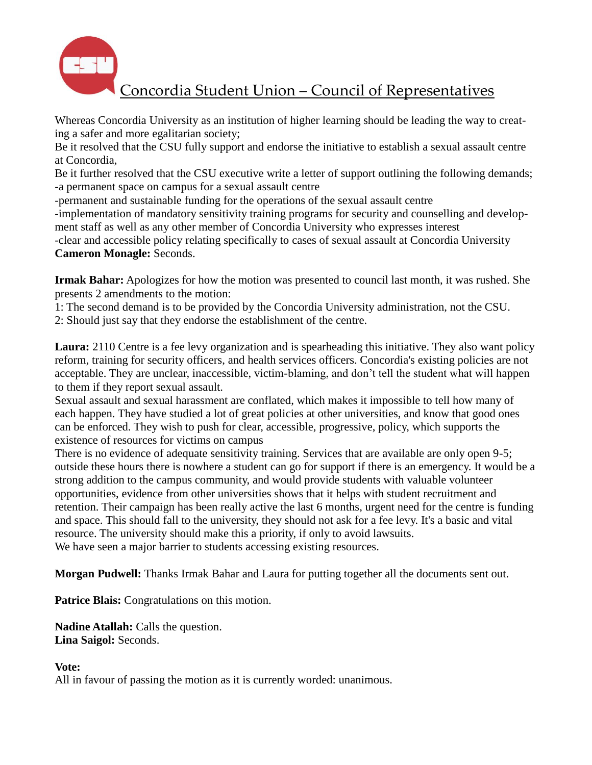# Concordia Student Union – Council of Representatives

Whereas Concordia University as an institution of higher learning should be leading the way to creating a safer and more egalitarian society;

Be it resolved that the CSU fully support and endorse the initiative to establish a sexual assault centre at Concordia,

Be it further resolved that the CSU executive write a letter of support outlining the following demands;

-a permanent space on campus for a sexual assault centre

-permanent and sustainable funding for the operations of the sexual assault centre

-implementation of mandatory sensitivity training programs for security and counselling and development staff as well as any other member of Concordia University who expresses interest

-clear and accessible policy relating specifically to cases of sexual assault at Concordia University

**Cameron Monagle:** Seconds.

**Irmak Bahar:** Apologizes for how the motion was presented to council last month, it was rushed. She presents 2 amendments to the motion:

1: The second demand is to be provided by the Concordia University administration, not the CSU.

2: Should just say that they endorse the establishment of the centre.

**Laura:** 2110 Centre is a fee levy organization and is spearheading this initiative. They also want policy reform, training for security officers, and health services officers. Concordia's existing policies are not acceptable. They are unclear, inaccessible, victim-blaming, and don't tell the student what will happen to them if they report sexual assault.

Sexual assault and sexual harassment are conflated, which makes it impossible to tell how many of each happen. They have studied a lot of great policies at other universities, and know that good ones can be enforced. They wish to push for clear, accessible, progressive, policy, which supports the existence of resources for victims on campus

There is no evidence of adequate sensitivity training. Services that are available are only open 9-5; outside these hours there is nowhere a student can go for support if there is an emergency. It would be a strong addition to the campus community, and would provide students with valuable volunteer opportunities, evidence from other universities shows that it helps with student recruitment and retention. Their campaign has been really active the last 6 months, urgent need for the centre is funding and space. This should fall to the university, they should not ask for a fee levy. It's a basic and vital resource. The university should make this a priority, if only to avoid lawsuits.

We have seen a major barrier to students accessing existing resources.

**Morgan Pudwell:** Thanks Irmak Bahar and Laura for putting together all the documents sent out.

**Patrice Blais:** Congratulations on this motion.

**Nadine Atallah:** Calls the question.

**Lina Saigol:** Seconds.

**Vote:**

All in favour of passing the motion as it is currently worded: unanimous.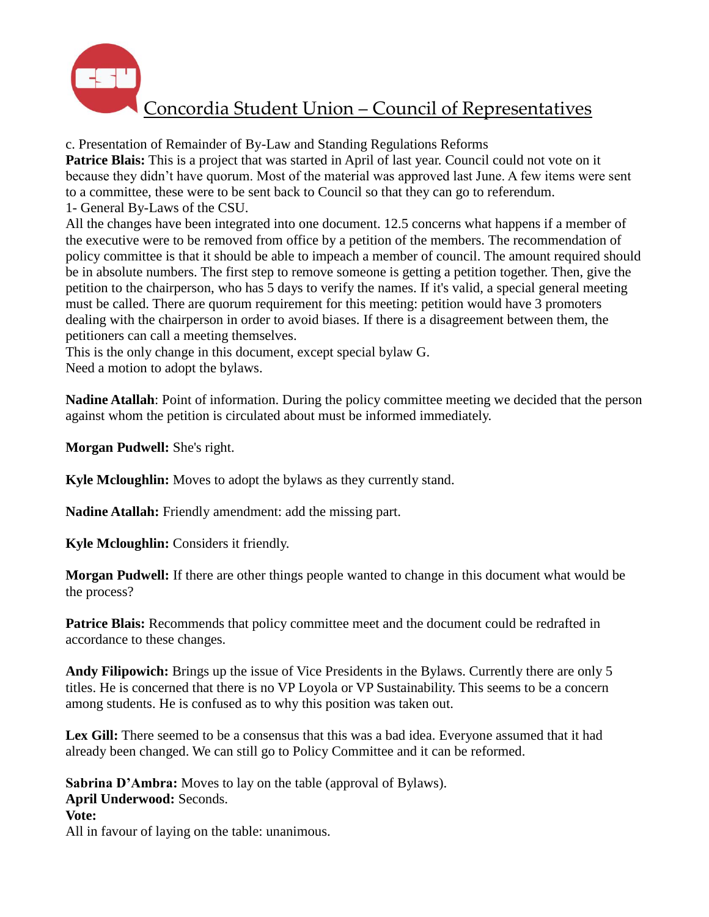c. Presentation of Remainder of By-Law and Standing Regulations Reforms

**Patrice Blais:** This is a project that was started in April of last year. Council could not vote on it because they didn't have quorum. Most of the material was approved last June. A few items were sent to a committee, these were to be sent back to Council so that they can go to referendum.

1- General By-Laws of the CSU.

All the changes have been integrated into one document. 12.5 concerns what happens if a member of the executive were to be removed from office by a petition of the members. The recommendation of policy committee is that it should be able to impeach a member of council. The amount required should be in absolute numbers. The first step to remove someone is getting a petition together. Then, give the petition to the chairperson, who has 5 days to verify the names. If it's valid, a special general meeting must be called. There are quorum requirement for this meeting: petition would have 3 promoters dealing with the chairperson in order to avoid biases. If there is a disagreement between them, the petitioners can call a meeting themselves.

This is the only change in this document, except special bylaw G.

Need a motion to adopt the bylaws.

**Nadine Atallah**: Point of information. During the policy committee meeting we decided that the person against whom the petition is circulated about must be informed immediately.

**Morgan Pudwell:** She's right.

**Kyle Mcloughlin:** Moves to adopt the bylaws as they currently stand.

**Nadine Atallah:** Friendly amendment: add the missing part.

**Kyle Mcloughlin:** Considers it friendly.

**Morgan Pudwell:** If there are other things people wanted to change in this document what would be the process?

**Patrice Blais:** Recommends that policy committee meet and the document could be redrafted in accordance to these changes.

**Andy Filipowich:** Brings up the issue of Vice Presidents in the Bylaws. Currently there are only 5 titles. He is concerned that there is no VP Loyola or VP Sustainability. This seems to be a concern among students. He is confused as to why this position was taken out.

**Lex Gill:** There seemed to be a consensus that this was a bad idea. Everyone assumed that it had already been changed. We can still go to Policy Committee and it can be reformed.

**Sabrina D'Ambra:** Moves to lay on the table (approval of Bylaws).

**April Underwood:** Seconds.

**Vote:**

All in favour of laying on the table: unanimous.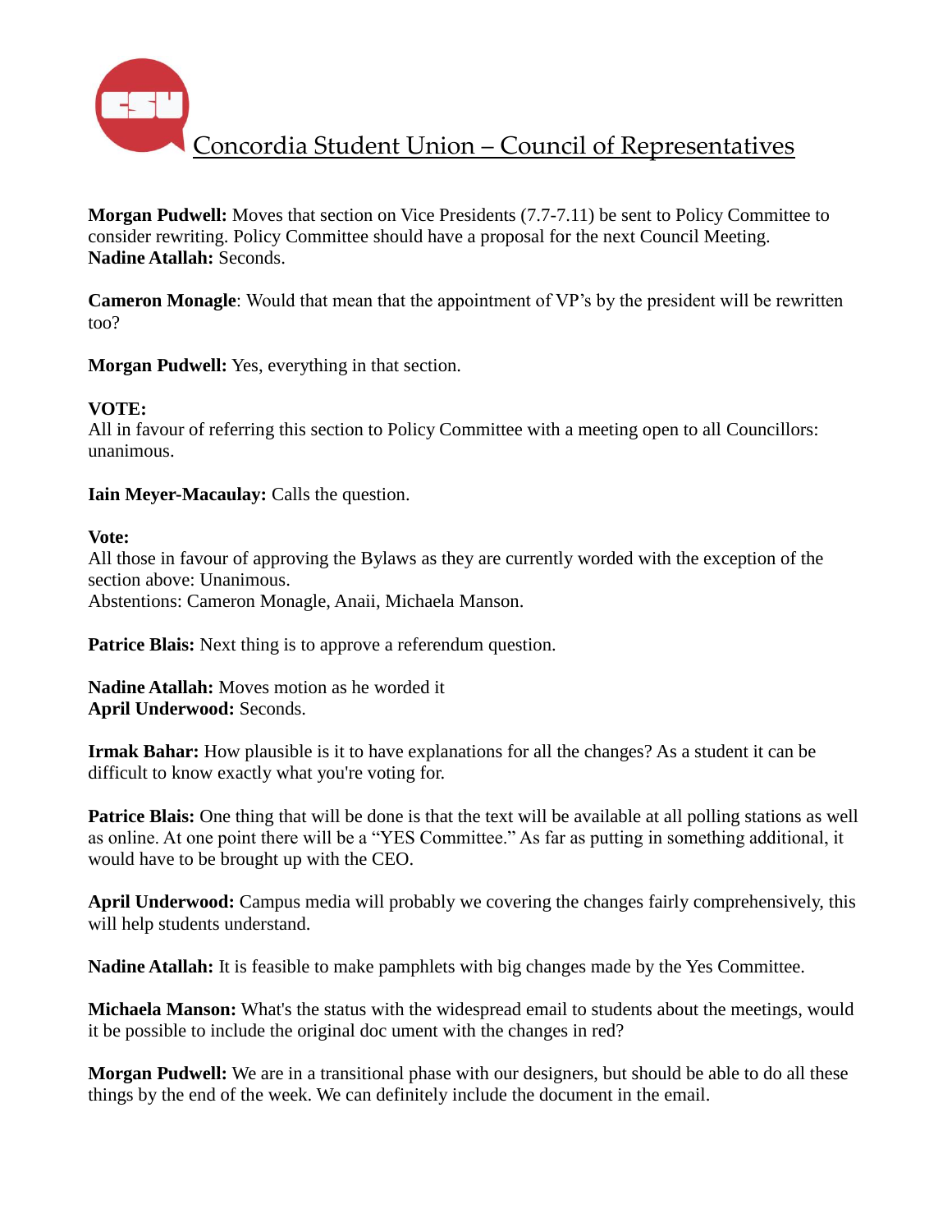**Morgan Pudwell:** Moves that section on Vice Presidents (7.7-7.11) be sent to Policy Committee to consider rewriting. Policy Committee should have a proposal for the next Council Meeting.
**Nadine Atallah:** Seconds.

**Cameron Monagle**: Would that mean that the appointment of VP's by the president will be rewritten too?

**Morgan Pudwell:** Yes, everything in that section.

**VOTE:**
All in favour of referring this section to Policy Committee with a meeting open to all Councillors: unanimous.

**Iain Meyer-Macaulay:** Calls the question.

**Vote:**
All those in favour of approving the Bylaws as they are currently worded with the exception of the section above: Unanimous.
Abstentions: Cameron Monagle, Anaii, Michaela Manson.

**Patrice Blais:** Next thing is to approve a referendum question.

**Nadine Atallah:** Moves motion as he worded it
**April Underwood:** Seconds.

**Irmak Bahar:** How plausible is it to have explanations for all the changes? As a student it can be difficult to know exactly what you're voting for.

**Patrice Blais:** One thing that will be done is that the text will be available at all polling stations as well as online. At one point there will be a "YES Committee." As far as putting in something additional, it would have to be brought up with the CEO.

**April Underwood:** Campus media will probably we covering the changes fairly comprehensively, this will help students understand.

**Nadine Atallah:** It is feasible to make pamphlets with big changes made by the Yes Committee.

**Michaela Manson:** What's the status with the widespread email to students about the meetings, would it be possible to include the original doc ument with the changes in red?

**Morgan Pudwell:** We are in a transitional phase with our designers, but should be able to do all these things by the end of the week. We can definitely include the document in the email.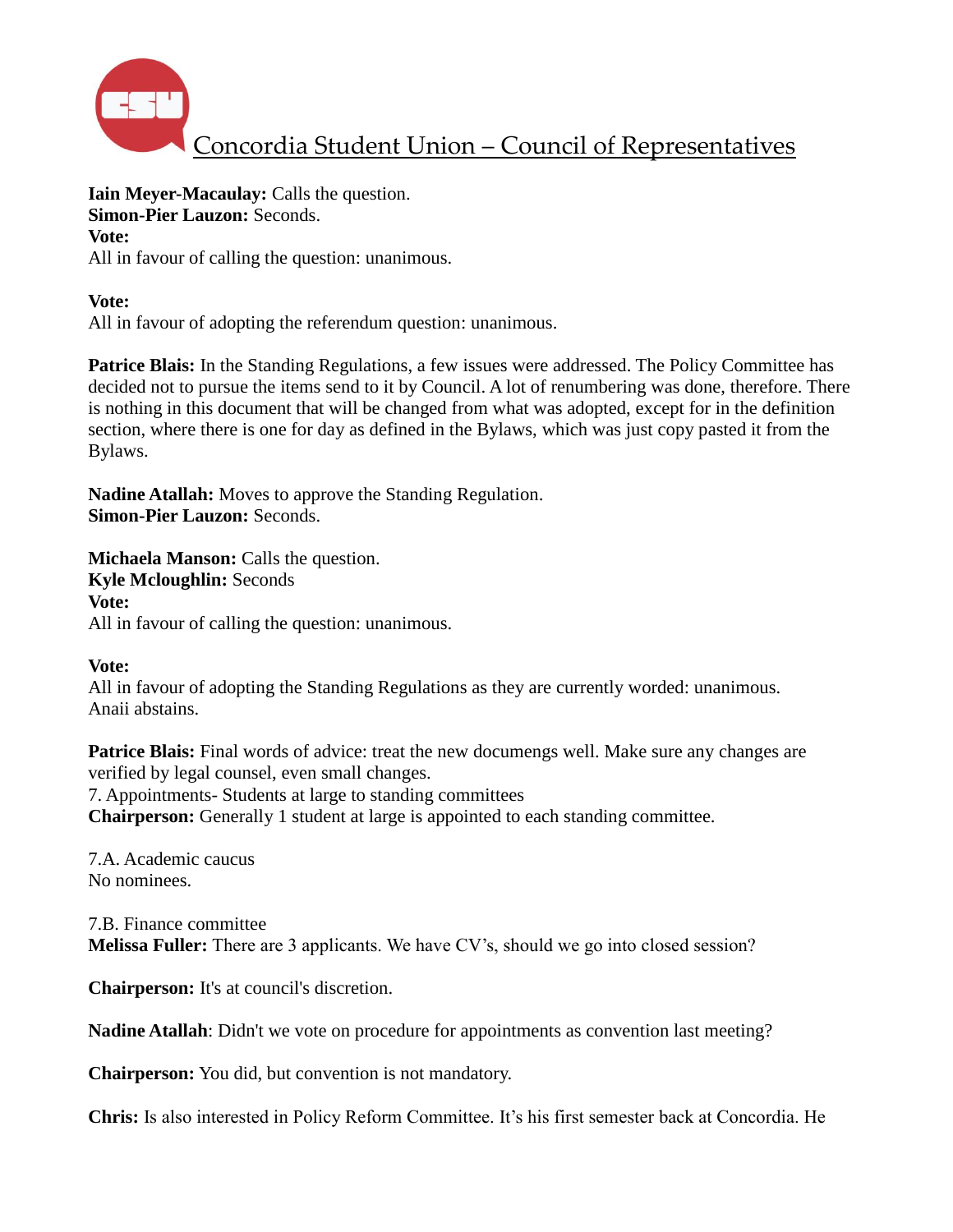**Iain Meyer-Macaulay:** Calls the question.
**Simon-Pier Lauzon:** Seconds.
**Vote:**
All in favour of calling the question: unanimous.

**Vote:**
All in favour of adopting the referendum question: unanimous.

**Patrice Blais:** In the Standing Regulations, a few issues were addressed. The Policy Committee has decided not to pursue the items send to it by Council. A lot of renumbering was done, therefore. There is nothing in this document that will be changed from what was adopted, except for in the definition section, where there is one for day as defined in the Bylaws, which was just copy pasted it from the Bylaws.

**Nadine Atallah:** Moves to approve the Standing Regulation.
**Simon-Pier Lauzon:** Seconds.

**Michaela Manson:** Calls the question.
**Kyle Mcloughlin:** Seconds
**Vote:**
All in favour of calling the question: unanimous.

**Vote:**
All in favour of adopting the Standing Regulations as they are currently worded: unanimous.
Anaii abstains.

**Patrice Blais:** Final words of advice: treat the new documengs well. Make sure any changes are verified by legal counsel, even small changes.
7. Appointments- Students at large to standing committees
**Chairperson:** Generally 1 student at large is appointed to each standing committee.

7.A. Academic caucus
No nominees.

7.B. Finance committee
**Melissa Fuller:** There are 3 applicants. We have CV's, should we go into closed session?

**Chairperson:** It's at council's discretion.

**Nadine Atallah**: Didn't we vote on procedure for appointments as convention last meeting?

**Chairperson:** You did, but convention is not mandatory.

**Chris:** Is also interested in Policy Reform Committee. It's his first semester back at Concordia. He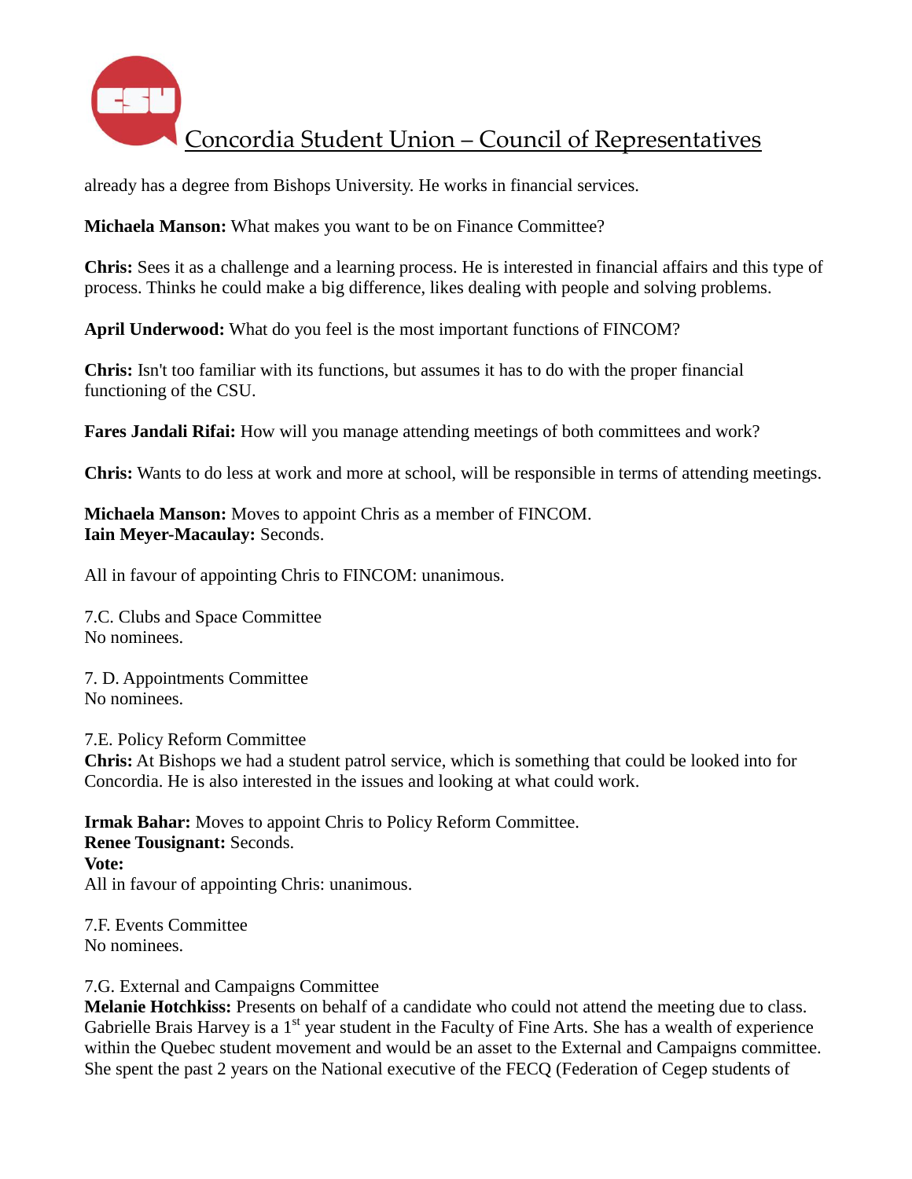already has a degree from Bishops University. He works in financial services.

**Michaela Manson:** What makes you want to be on Finance Committee?

**Chris:** Sees it as a challenge and a learning process. He is interested in financial affairs and this type of process. Thinks he could make a big difference, likes dealing with people and solving problems.

**April Underwood:** What do you feel is the most important functions of FINCOM?

**Chris:** Isn't too familiar with its functions, but assumes it has to do with the proper financial functioning of the CSU.

**Fares Jandali Rifai:** How will you manage attending meetings of both committees and work?

**Chris:** Wants to do less at work and more at school, will be responsible in terms of attending meetings.

**Michaela Manson:** Moves to appoint Chris as a member of FINCOM.
**Iain Meyer-Macaulay:** Seconds.

All in favour of appointing Chris to FINCOM: unanimous.

7.C. Clubs and Space Committee
No nominees.

7. D. Appointments Committee
No nominees.

7.E. Policy Reform Committee
**Chris:** At Bishops we had a student patrol service, which is something that could be looked into for Concordia. He is also interested in the issues and looking at what could work.

**Irmak Bahar:** Moves to appoint Chris to Policy Reform Committee.
**Renee Tousignant:** Seconds.
**Vote:**
All in favour of appointing Chris: unanimous.

7.F. Events Committee
No nominees.

7.G. External and Campaigns Committee
**Melanie Hotchkiss:** Presents on behalf of a candidate who could not attend the meeting due to class. Gabrielle Brais Harvey is a 1st year student in the Faculty of Fine Arts. She has a wealth of experience within the Quebec student movement and would be an asset to the External and Campaigns committee. She spent the past 2 years on the National executive of the FECQ (Federation of Cegep students of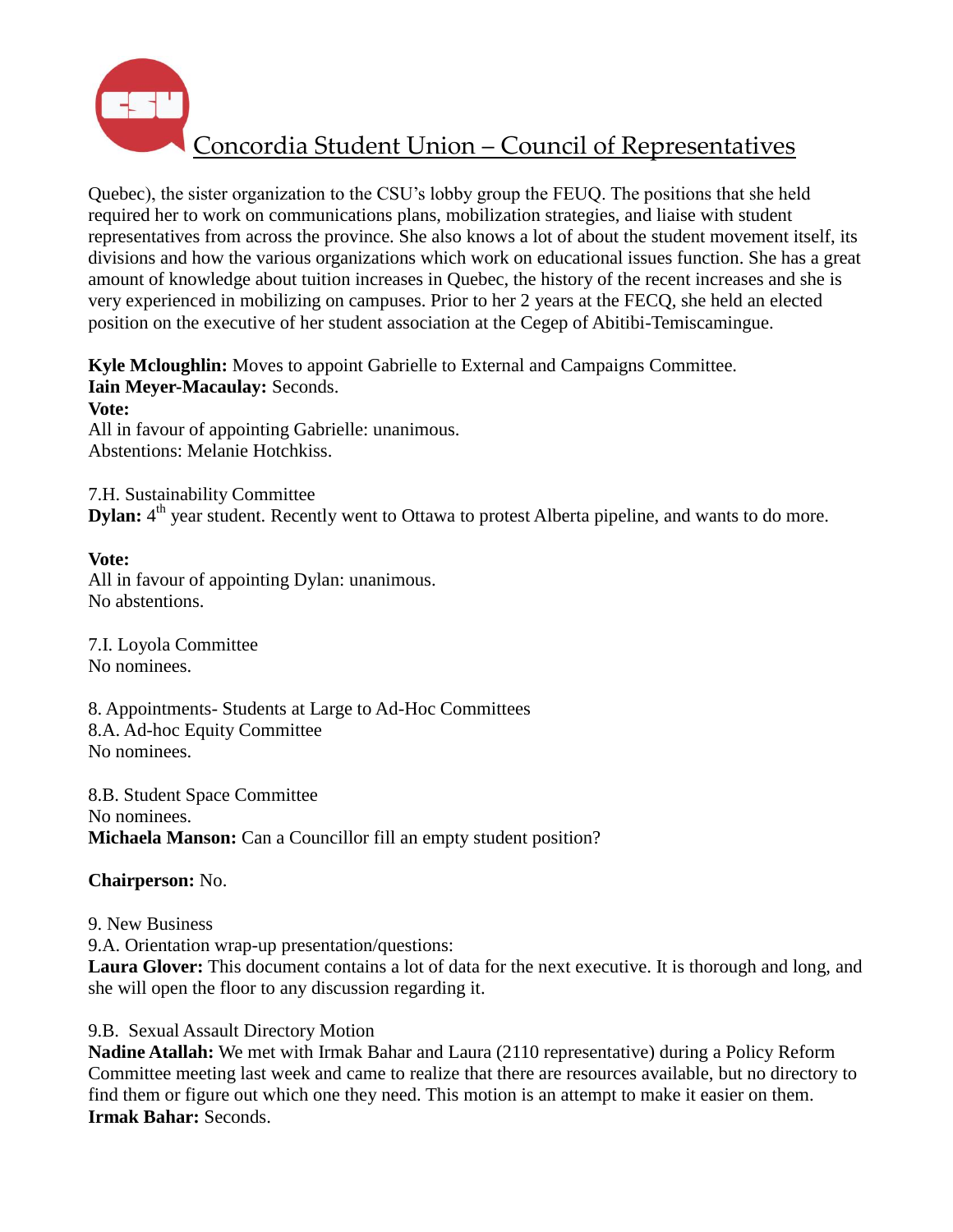Quebec), the sister organization to the CSU's lobby group the FEUQ. The positions that she held required her to work on communications plans, mobilization strategies, and liaise with student representatives from across the province. She also knows a lot of about the student movement itself, its divisions and how the various organizations which work on educational issues function. She has a great amount of knowledge about tuition increases in Quebec, the history of the recent increases and she is very experienced in mobilizing on campuses. Prior to her 2 years at the FECQ, she held an elected position on the executive of her student association at the Cegep of Abitibi-Temiscamingue.

**Kyle Mcloughlin:** Moves to appoint Gabrielle to External and Campaigns Committee.
**Iain Meyer-Macaulay:** Seconds.
**Vote:**
All in favour of appointing Gabrielle: unanimous.
Abstentions: Melanie Hotchkiss.

7.H. Sustainability Committee
**Dylan:** 4th year student. Recently went to Ottawa to protest Alberta pipeline, and wants to do more.

**Vote:**
All in favour of appointing Dylan: unanimous.
No abstentions.

7.I. Loyola Committee
No nominees.

8. Appointments- Students at Large to Ad-Hoc Committees
8.A. Ad-hoc Equity Committee
No nominees.

8.B. Student Space Committee
No nominees.
**Michaela Manson:** Can a Councillor fill an empty student position?

**Chairperson:** No.

9. New Business
9.A. Orientation wrap-up presentation/questions:
**Laura Glover:** This document contains a lot of data for the next executive. It is thorough and long, and she will open the floor to any discussion regarding it.

9.B. Sexual Assault Directory Motion
**Nadine Atallah:** We met with Irmak Bahar and Laura (2110 representative) during a Policy Reform Committee meeting last week and came to realize that there are resources available, but no directory to find them or figure out which one they need. This motion is an attempt to make it easier on them.
**Irmak Bahar:** Seconds.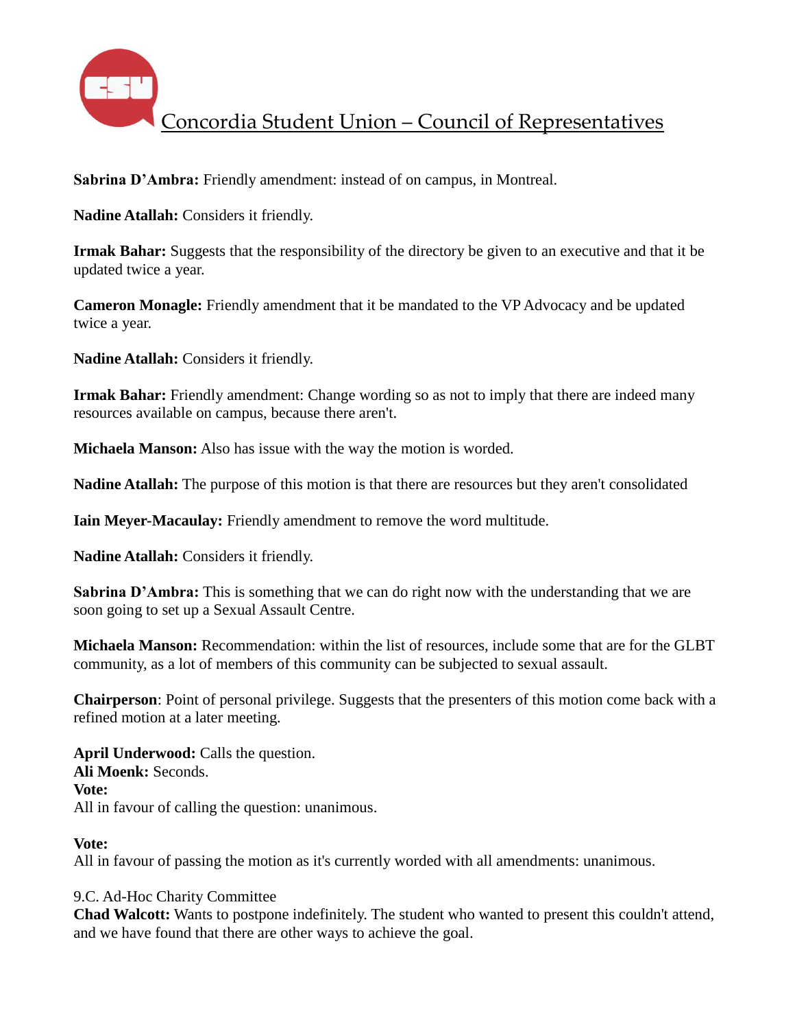**Sabrina D'Ambra:** Friendly amendment: instead of on campus, in Montreal.

**Nadine Atallah:** Considers it friendly.

**Irmak Bahar:** Suggests that the responsibility of the directory be given to an executive and that it be updated twice a year.

**Cameron Monagle:** Friendly amendment that it be mandated to the VP Advocacy and be updated twice a year.

**Nadine Atallah:** Considers it friendly.

**Irmak Bahar:** Friendly amendment: Change wording so as not to imply that there are indeed many resources available on campus, because there aren't.

**Michaela Manson:** Also has issue with the way the motion is worded.

**Nadine Atallah:** The purpose of this motion is that there are resources but they aren't consolidated

**Iain Meyer-Macaulay:** Friendly amendment to remove the word multitude.

**Nadine Atallah:** Considers it friendly.

**Sabrina D'Ambra:** This is something that we can do right now with the understanding that we are soon going to set up a Sexual Assault Centre.

**Michaela Manson:** Recommendation: within the list of resources, include some that are for the GLBT community, as a lot of members of this community can be subjected to sexual assault.

**Chairperson**: Point of personal privilege. Suggests that the presenters of this motion come back with a refined motion at a later meeting.

**April Underwood:** Calls the question.
**Ali Moenk:** Seconds.
**Vote:**
All in favour of calling the question: unanimous.

**Vote:**
All in favour of passing the motion as it's currently worded with all amendments: unanimous.

9.C. Ad-Hoc Charity Committee
**Chad Walcott:** Wants to postpone indefinitely. The student who wanted to present this couldn't attend, and we have found that there are other ways to achieve the goal.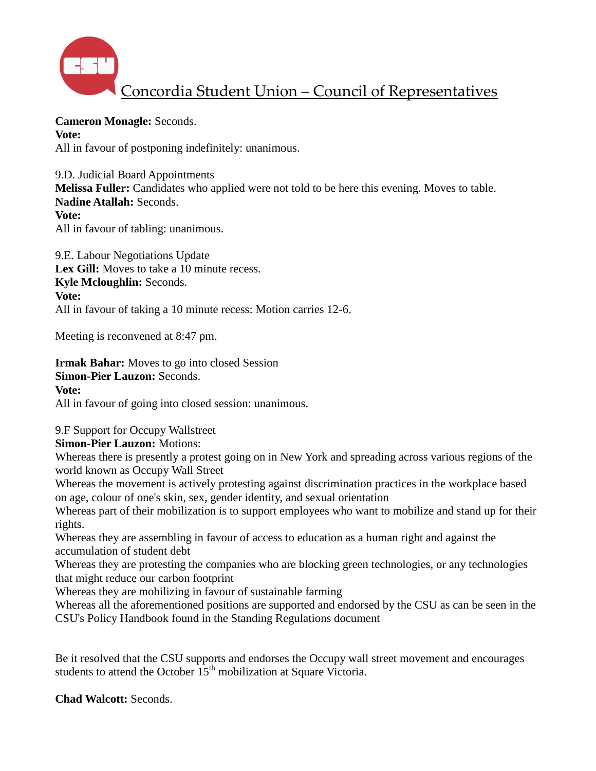**Cameron Monagle:** Seconds.
**Vote:**
All in favour of postponing indefinitely: unanimous.

9.D. Judicial Board Appointments
**Melissa Fuller:** Candidates who applied were not told to be here this evening. Moves to table.
**Nadine Atallah:** Seconds.
**Vote:**
All in favour of tabling: unanimous.

9.E. Labour Negotiations Update
**Lex Gill:** Moves to take a 10 minute recess.
**Kyle Mcloughlin:** Seconds.
**Vote:**
All in favour of taking a 10 minute recess: Motion carries 12-6.

Meeting is reconvened at 8:47 pm.

**Irmak Bahar:** Moves to go into closed Session
**Simon-Pier Lauzon:** Seconds.
**Vote:**
All in favour of going into closed session: unanimous.

9.F Support for Occupy Wallstreet
**Simon-Pier Lauzon:** Motions:
Whereas there is presently a protest going on in New York and spreading across various regions of the world known as Occupy Wall Street
Whereas the movement is actively protesting against discrimination practices in the workplace based on age, colour of one's skin, sex, gender identity, and sexual orientation
Whereas part of their mobilization is to support employees who want to mobilize and stand up for their rights.
Whereas they are assembling in favour of access to education as a human right and against the accumulation of student debt
Whereas they are protesting the companies who are blocking green technologies, or any technologies that might reduce our carbon footprint
Whereas they are mobilizing in favour of sustainable farming
Whereas all the aforementioned positions are supported and endorsed by the CSU as can be seen in the CSU's Policy Handbook found in the Standing Regulations document

Be it resolved that the CSU supports and endorses the Occupy wall street movement and encourages students to attend the October 15th mobilization at Square Victoria.

**Chad Walcott:** Seconds.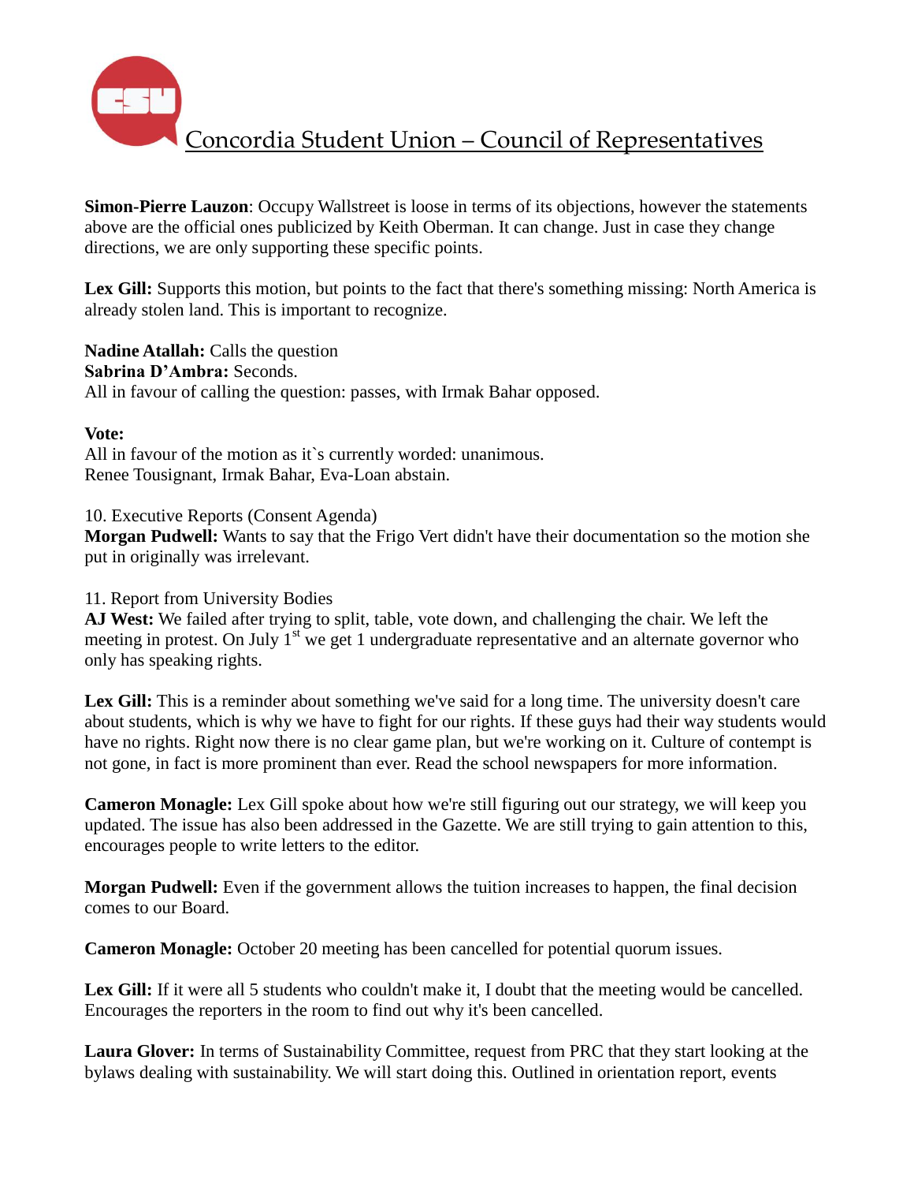**Simon-Pierre Lauzon**: Occupy Wallstreet is loose in terms of its objections, however the statements above are the official ones publicized by Keith Oberman. It can change. Just in case they change directions, we are only supporting these specific points.

**Lex Gill:** Supports this motion, but points to the fact that there's something missing: North America is already stolen land. This is important to recognize.

**Nadine Atallah:** Calls the question
**Sabrina D'Ambra:** Seconds.
All in favour of calling the question: passes, with Irmak Bahar opposed.

**Vote:**
All in favour of the motion as it`s currently worded: unanimous.
Renee Tousignant, Irmak Bahar, Eva-Loan abstain.

10. Executive Reports (Consent Agenda)
**Morgan Pudwell:** Wants to say that the Frigo Vert didn't have their documentation so the motion she put in originally was irrelevant.

11. Report from University Bodies
**AJ West:** We failed after trying to split, table, vote down, and challenging the chair. We left the meeting in protest. On July 1st we get 1 undergraduate representative and an alternate governor who only has speaking rights.

**Lex Gill:** This is a reminder about something we've said for a long time. The university doesn't care about students, which is why we have to fight for our rights. If these guys had their way students would have no rights. Right now there is no clear game plan, but we're working on it. Culture of contempt is not gone, in fact is more prominent than ever. Read the school newspapers for more information.

**Cameron Monagle:** Lex Gill spoke about how we're still figuring out our strategy, we will keep you updated. The issue has also been addressed in the Gazette. We are still trying to gain attention to this, encourages people to write letters to the editor.

**Morgan Pudwell:** Even if the government allows the tuition increases to happen, the final decision comes to our Board.

**Cameron Monagle:** October 20 meeting has been cancelled for potential quorum issues.

**Lex Gill:** If it were all 5 students who couldn't make it, I doubt that the meeting would be cancelled. Encourages the reporters in the room to find out why it's been cancelled.

**Laura Glover:** In terms of Sustainability Committee, request from PRC that they start looking at the bylaws dealing with sustainability. We will start doing this. Outlined in orientation report, events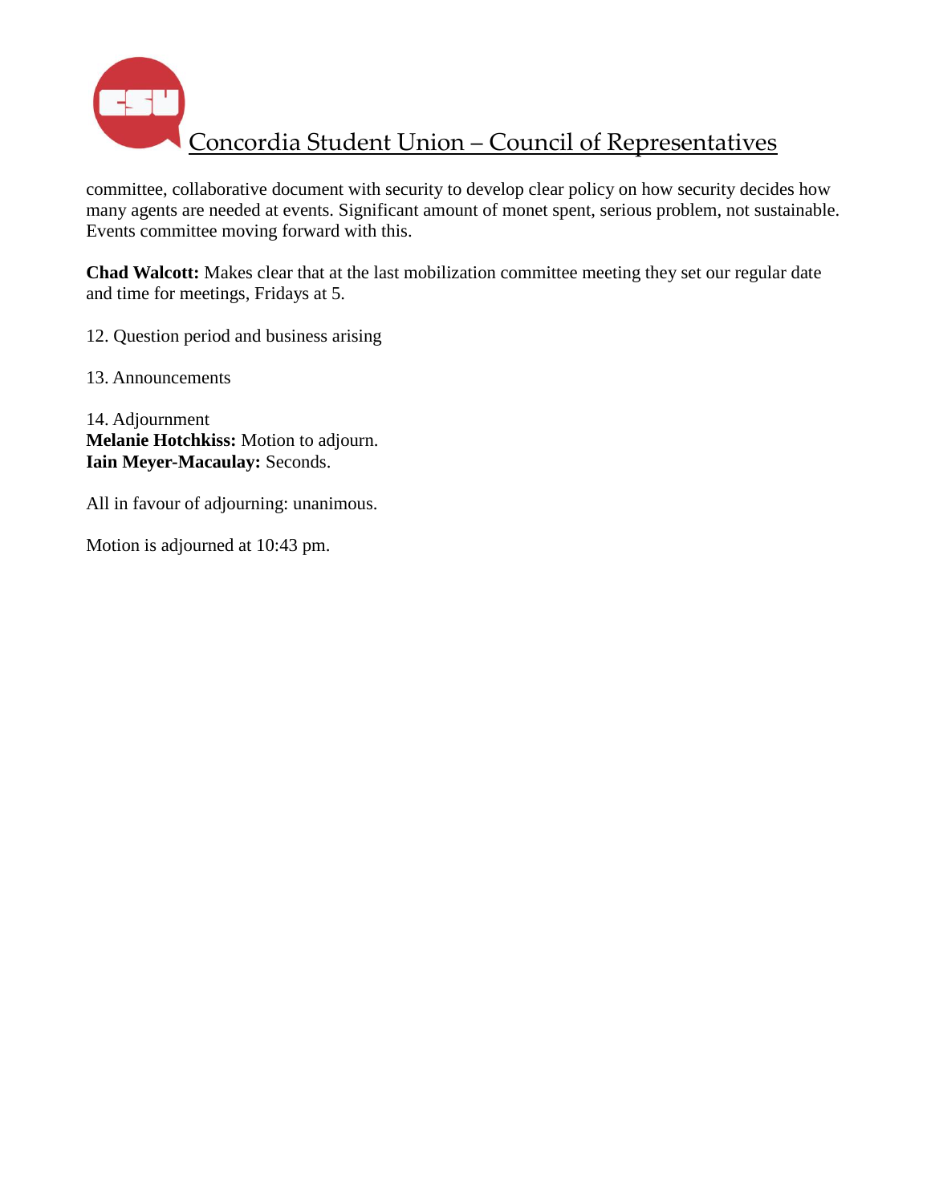committee, collaborative document with security to develop clear policy on how security decides how many agents are needed at events. Significant amount of monet spent, serious problem, not sustainable. Events committee moving forward with this.

**Chad Walcott:** Makes clear that at the last mobilization committee meeting they set our regular date and time for meetings, Fridays at 5.

12. Question period and business arising

13. Announcements

14. Adjournment
**Melanie Hotchkiss:** Motion to adjourn.
**Iain Meyer-Macaulay:** Seconds.

All in favour of adjourning: unanimous.

Motion is adjourned at 10:43 pm.